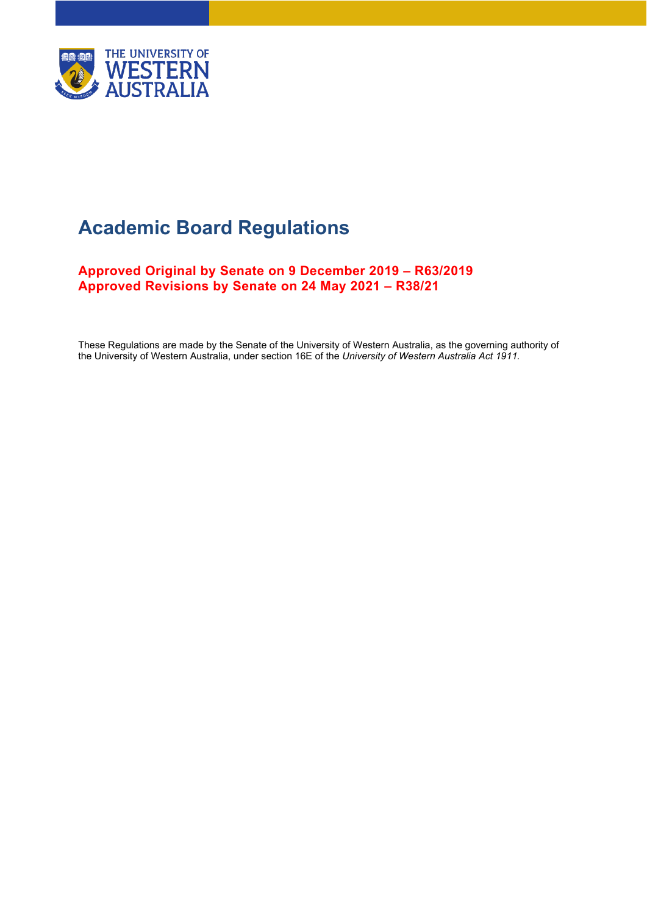# Academic Board Regulations

**Approved Original by Senate on 9 December 2019 – R63/2019**
**Approved Revisions by Senate on 24 May 2021 – R38/21**

These Regulations are made by the Senate of the University of Western Australia, as the governing authority of the University of Western Australia, under section 16E of the *University of Western Australia Act 1911*.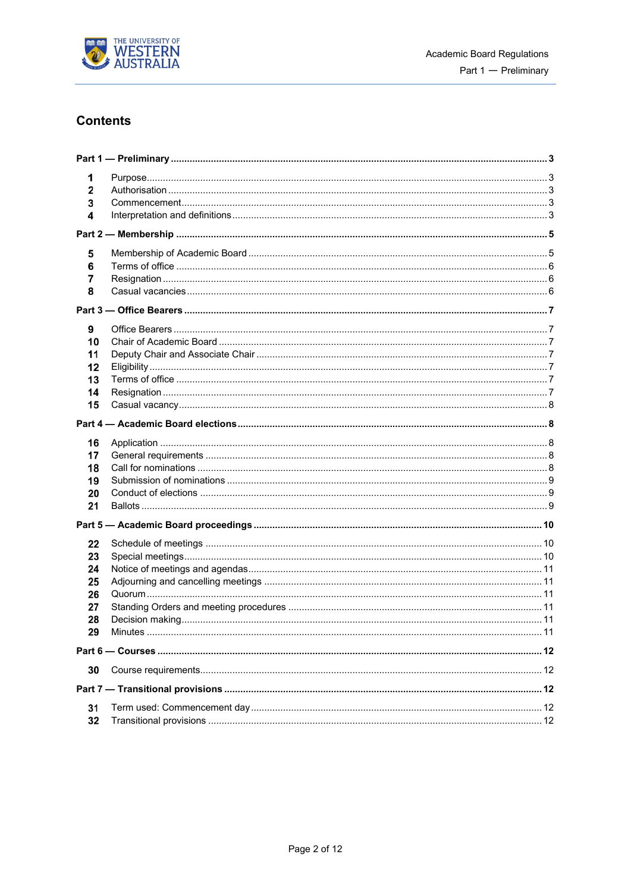## Contents

**Part 1 — Preliminary** ........ **3**

| | | |
|---|---|---|
| **1** | Purpose | 3 |
| **2** | Authorisation | 3 |
| **3** | Commencement | 3 |
| **4** | Interpretation and definitions | 3 |

**Part 2 — Membership** ........ **5**

| | | |
|---|---|---|
| **5** | Membership of Academic Board | 5 |
| **6** | Terms of office | 6 |
| **7** | Resignation | 6 |
| **8** | Casual vacancies | 6 |

**Part 3 — Office Bearers** ........ **7**

| | | |
|---|---|---|
| **9** | Office Bearers | 7 |
| **10** | Chair of Academic Board | 7 |
| **11** | Deputy Chair and Associate Chair | 7 |
| **12** | Eligibility | 7 |
| **13** | Terms of office | 7 |
| **14** | Resignation | 7 |
| **15** | Casual vacancy | 8 |

**Part 4 — Academic Board elections** ........ **8**

| | | |
|---|---|---|
| **16** | Application | 8 |
| **17** | General requirements | 8 |
| **18** | Call for nominations | 8 |
| **19** | Submission of nominations | 9 |
| **20** | Conduct of elections | 9 |
| **21** | Ballots | 9 |

**Part 5 — Academic Board proceedings** ........ **10**

| | | |
|---|---|---|
| **22** | Schedule of meetings | 10 |
| **23** | Special meetings | 10 |
| **24** | Notice of meetings and agendas | 11 |
| **25** | Adjourning and cancelling meetings | 11 |
| **26** | Quorum | 11 |
| **27** | Standing Orders and meeting procedures | 11 |
| **28** | Decision making | 11 |
| **29** | Minutes | 11 |

**Part 6 — Courses** ........ **12**

| | | |
|---|---|---|
| **30** | Course requirements | 12 |

**Part 7 — Transitional provisions** ........ **12**

| | | |
|---|---|---|
| **31** | Term used: Commencement day | 12 |
| **32** | Transitional provisions | 12 |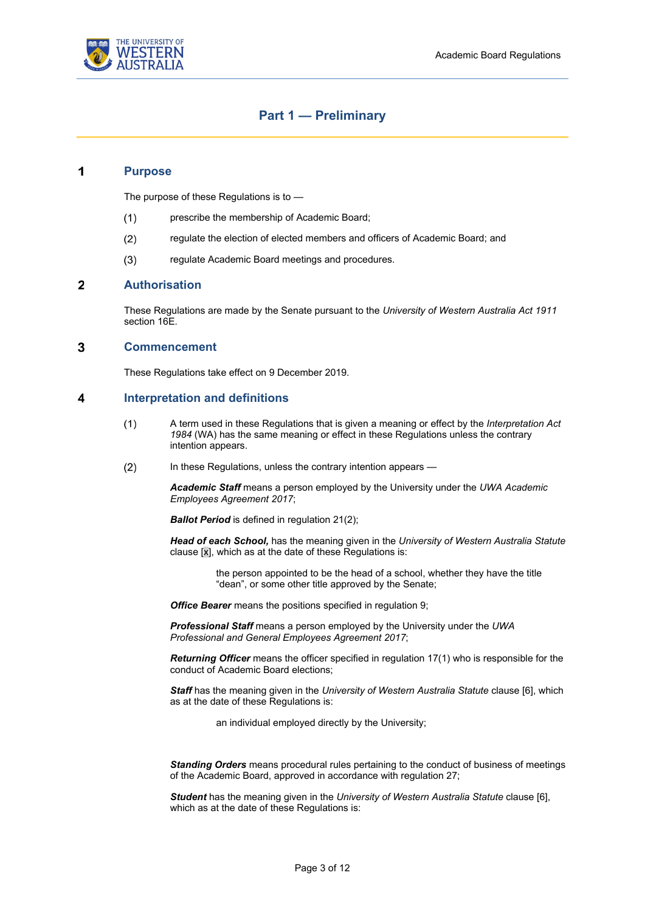# Part 1 — Preliminary

## 1 Purpose

The purpose of these Regulations is to —

(1) prescribe the membership of Academic Board;

(2) regulate the election of elected members and officers of Academic Board; and

(3) regulate Academic Board meetings and procedures.

## 2 Authorisation

These Regulations are made by the Senate pursuant to the *University of Western Australia Act 1911* section 16E.

## 3 Commencement

These Regulations take effect on 9 December 2019.

## 4 Interpretation and definitions

(1) A term used in these Regulations that is given a meaning or effect by the *Interpretation Act 1984* (WA) has the same meaning or effect in these Regulations unless the contrary intention appears.

(2) In these Regulations, unless the contrary intention appears —

***Academic Staff*** means a person employed by the University under the *UWA Academic Employees Agreement 2017*;

***Ballot Period*** is defined in regulation 21(2);

***Head of each School,*** has the meaning given in the *University of Western Australia Statute* clause [x], which as at the date of these Regulations is:

> the person appointed to be the head of a school, whether they have the title "dean", or some other title approved by the Senate;

***Office Bearer*** means the positions specified in regulation 9;

***Professional Staff*** means a person employed by the University under the *UWA Professional and General Employees Agreement 2017*;

***Returning Officer*** means the officer specified in regulation 17(1) who is responsible for the conduct of Academic Board elections;

***Staff*** has the meaning given in the *University of Western Australia Statute* clause [6], which as at the date of these Regulations is:

> an individual employed directly by the University;

***Standing Orders*** means procedural rules pertaining to the conduct of business of meetings of the Academic Board, approved in accordance with regulation 27;

***Student*** has the meaning given in the *University of Western Australia Statute* clause [6], which as at the date of these Regulations is: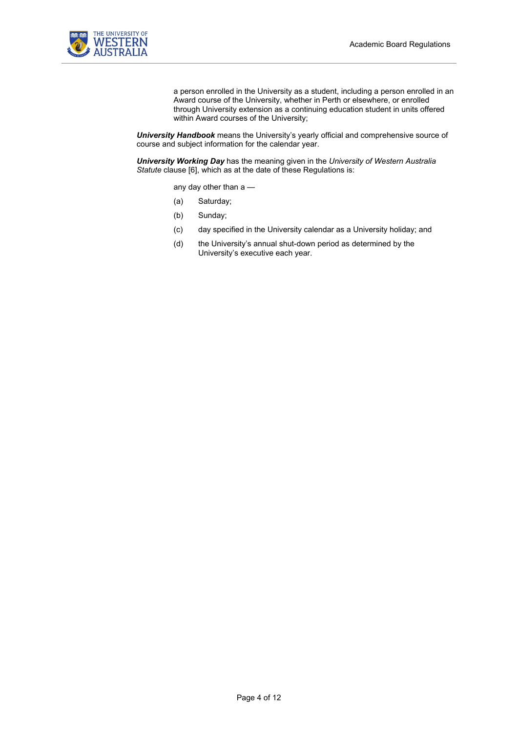a person enrolled in the University as a student, including a person enrolled in an Award course of the University, whether in Perth or elsewhere, or enrolled through University extension as a continuing education student in units offered within Award courses of the University;

***University Handbook*** means the University's yearly official and comprehensive source of course and subject information for the calendar year.

***University Working Day*** has the meaning given in the *University of Western Australia Statute* clause [6], which as at the date of these Regulations is:

any day other than a —

(a) Saturday;

(b) Sunday;

(c) day specified in the University calendar as a University holiday; and

(d) the University's annual shut-down period as determined by the University's executive each year.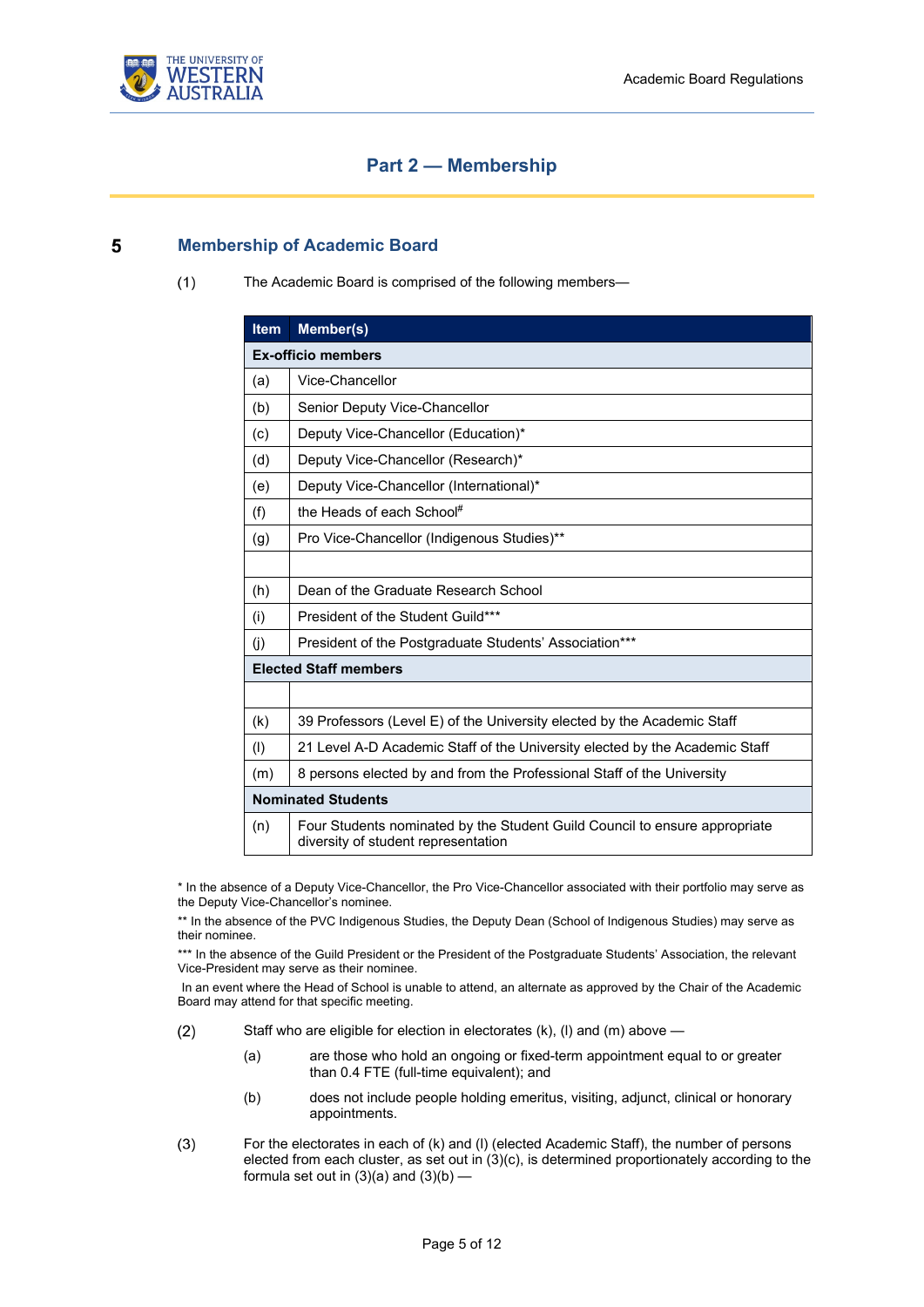## Part 2 — Membership

### 5 Membership of Academic Board

(1) The Academic Board is comprised of the following members—

| Item | Member(s) |
|---|---|
| **Ex-officio members** | |
| (a) | Vice-Chancellor |
| (b) | Senior Deputy Vice-Chancellor |
| (c) | Deputy Vice-Chancellor (Education)* |
| (d) | Deputy Vice-Chancellor (Research)* |
| (e) | Deputy Vice-Chancellor (International)* |
| (f) | the Heads of each School# |
| (g) | Pro Vice-Chancellor (Indigenous Studies)** |
| | |
| (h) | Dean of the Graduate Research School |
| (i) | President of the Student Guild*** |
| (j) | President of the Postgraduate Students' Association*** |
| **Elected Staff members** | |
| | |
| (k) | 39 Professors (Level E) of the University elected by the Academic Staff |
| (l) | 21 Level A-D Academic Staff of the University elected by the Academic Staff |
| (m) | 8 persons elected by and from the Professional Staff of the University |
| **Nominated Students** | |
| (n) | Four Students nominated by the Student Guild Council to ensure appropriate diversity of student representation |

\* In the absence of a Deputy Vice-Chancellor, the Pro Vice-Chancellor associated with their portfolio may serve as the Deputy Vice-Chancellor's nominee.

\*\* In the absence of the PVC Indigenous Studies, the Deputy Dean (School of Indigenous Studies) may serve as their nominee.

\*\*\* In the absence of the Guild President or the President of the Postgraduate Students' Association, the relevant Vice-President may serve as their nominee.

In an event where the Head of School is unable to attend, an alternate as approved by the Chair of the Academic Board may attend for that specific meeting.

(2) Staff who are eligible for election in electorates (k), (l) and (m) above —

- (a) are those who hold an ongoing or fixed-term appointment equal to or greater than 0.4 FTE (full-time equivalent); and
- (b) does not include people holding emeritus, visiting, adjunct, clinical or honorary appointments.

(3) For the electorates in each of (k) and (l) (elected Academic Staff), the number of persons elected from each cluster, as set out in (3)(c), is determined proportionately according to the formula set out in (3)(a) and (3)(b) —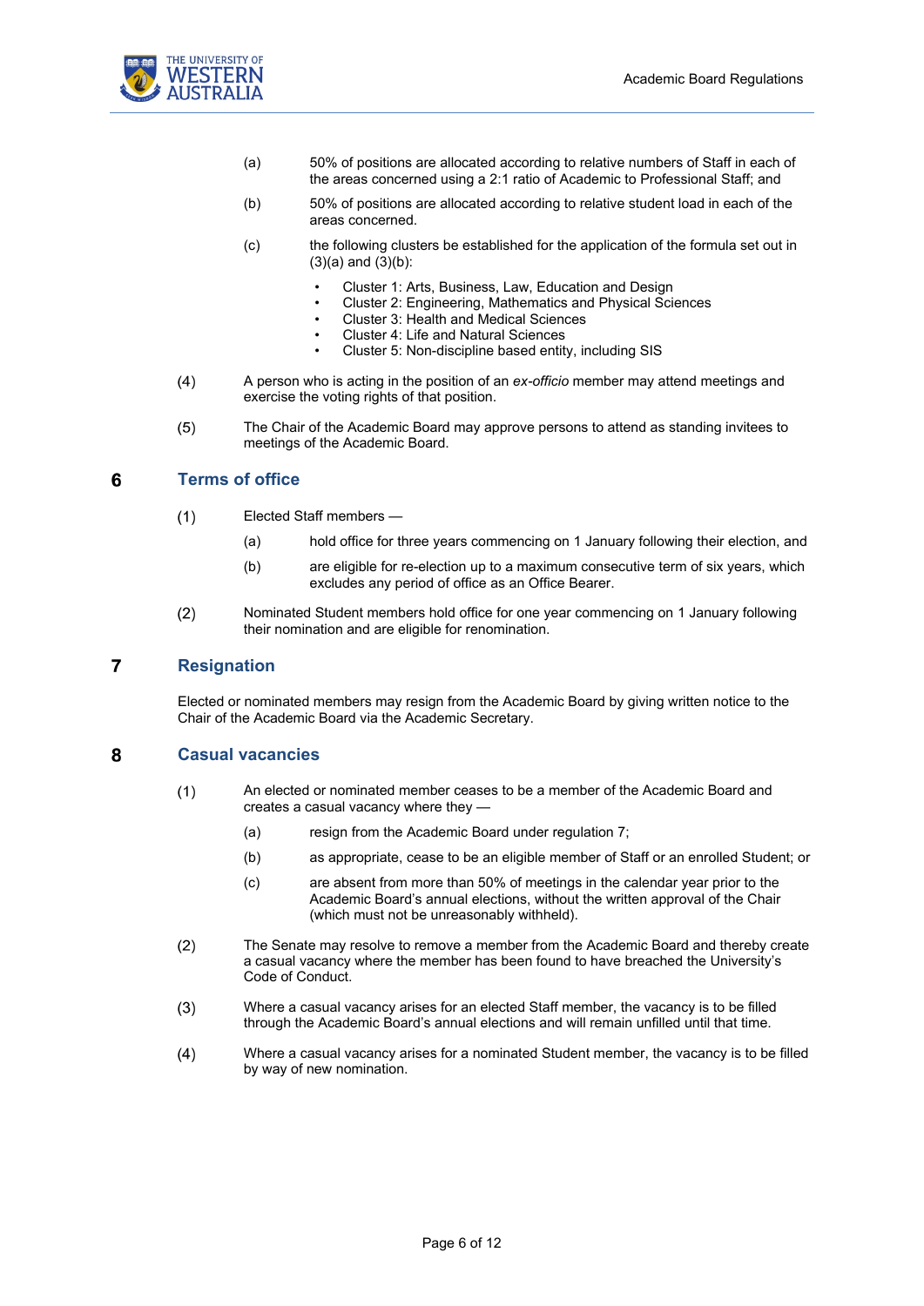(a) 50% of positions are allocated according to relative numbers of Staff in each of the areas concerned using a 2:1 ratio of Academic to Professional Staff; and

(b) 50% of positions are allocated according to relative student load in each of the areas concerned.

(c) the following clusters be established for the application of the formula set out in (3)(a) and (3)(b):

- Cluster 1: Arts, Business, Law, Education and Design
- Cluster 2: Engineering, Mathematics and Physical Sciences
- Cluster 3: Health and Medical Sciences
- Cluster 4: Life and Natural Sciences
- Cluster 5: Non-discipline based entity, including SIS

(4) A person who is acting in the position of an *ex-officio* member may attend meetings and exercise the voting rights of that position.

(5) The Chair of the Academic Board may approve persons to attend as standing invitees to meetings of the Academic Board.

## 6 Terms of office

(1) Elected Staff members —

(a) hold office for three years commencing on 1 January following their election, and

(b) are eligible for re-election up to a maximum consecutive term of six years, which excludes any period of office as an Office Bearer.

(2) Nominated Student members hold office for one year commencing on 1 January following their nomination and are eligible for renomination.

## 7 Resignation

Elected or nominated members may resign from the Academic Board by giving written notice to the Chair of the Academic Board via the Academic Secretary.

## 8 Casual vacancies

(1) An elected or nominated member ceases to be a member of the Academic Board and creates a casual vacancy where they —

(a) resign from the Academic Board under regulation 7;

(b) as appropriate, cease to be an eligible member of Staff or an enrolled Student; or

(c) are absent from more than 50% of meetings in the calendar year prior to the Academic Board's annual elections, without the written approval of the Chair (which must not be unreasonably withheld).

(2) The Senate may resolve to remove a member from the Academic Board and thereby create a casual vacancy where the member has been found to have breached the University's Code of Conduct.

(3) Where a casual vacancy arises for an elected Staff member, the vacancy is to be filled through the Academic Board's annual elections and will remain unfilled until that time.

(4) Where a casual vacancy arises for a nominated Student member, the vacancy is to be filled by way of new nomination.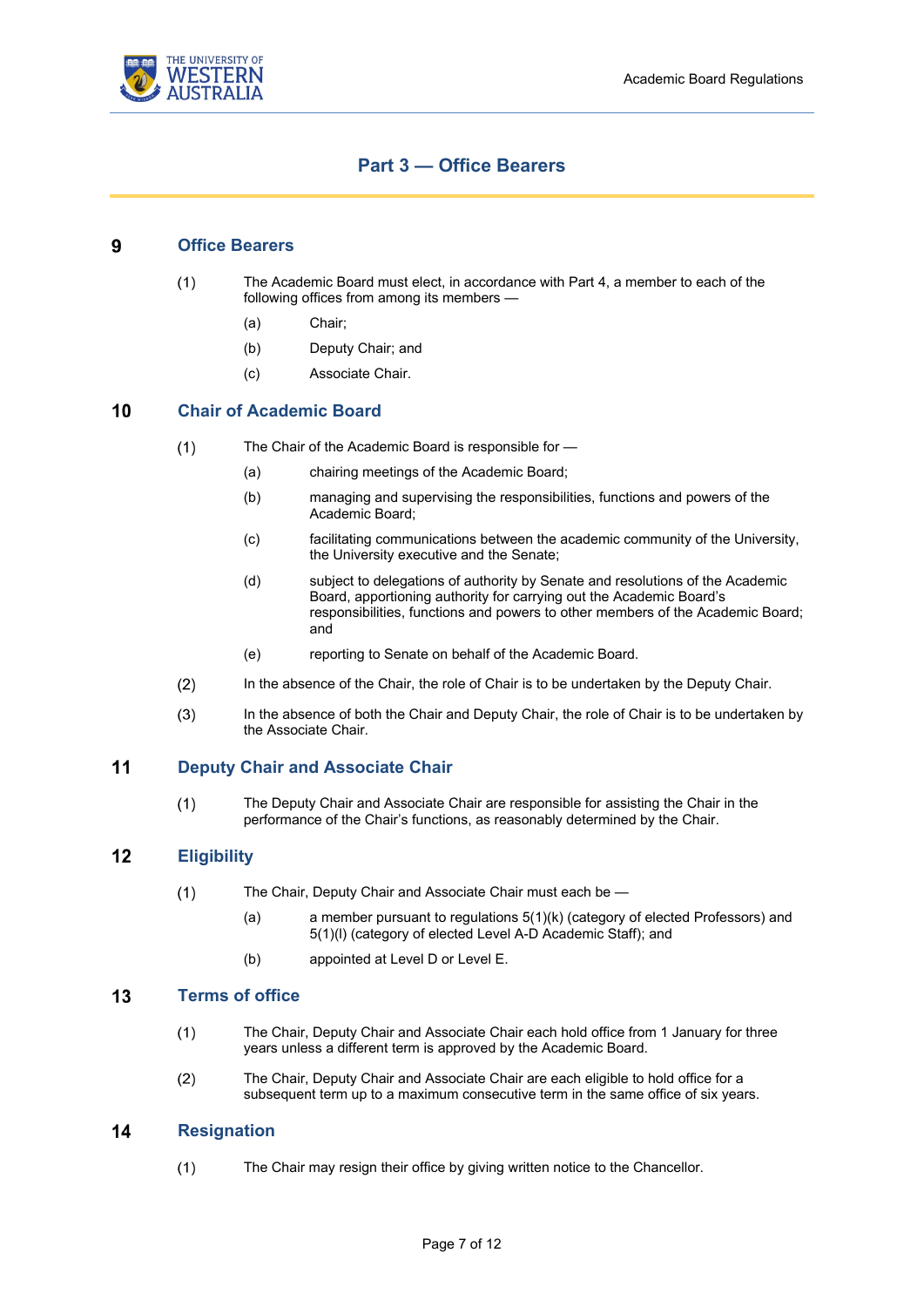# Part 3 — Office Bearers

## 9 Office Bearers

(1) The Academic Board must elect, in accordance with Part 4, a member to each of the following offices from among its members —

(a) Chair;

(b) Deputy Chair; and

(c) Associate Chair.

## 10 Chair of Academic Board

(1) The Chair of the Academic Board is responsible for —

(a) chairing meetings of the Academic Board;

(b) managing and supervising the responsibilities, functions and powers of the Academic Board;

(c) facilitating communications between the academic community of the University, the University executive and the Senate;

(d) subject to delegations of authority by Senate and resolutions of the Academic Board, apportioning authority for carrying out the Academic Board's responsibilities, functions and powers to other members of the Academic Board; and

(e) reporting to Senate on behalf of the Academic Board.

(2) In the absence of the Chair, the role of Chair is to be undertaken by the Deputy Chair.

(3) In the absence of both the Chair and Deputy Chair, the role of Chair is to be undertaken by the Associate Chair.

## 11 Deputy Chair and Associate Chair

(1) The Deputy Chair and Associate Chair are responsible for assisting the Chair in the performance of the Chair's functions, as reasonably determined by the Chair.

## 12 Eligibility

(1) The Chair, Deputy Chair and Associate Chair must each be —

(a) a member pursuant to regulations 5(1)(k) (category of elected Professors) and 5(1)(l) (category of elected Level A-D Academic Staff); and

(b) appointed at Level D or Level E.

## 13 Terms of office

(1) The Chair, Deputy Chair and Associate Chair each hold office from 1 January for three years unless a different term is approved by the Academic Board.

(2) The Chair, Deputy Chair and Associate Chair are each eligible to hold office for a subsequent term up to a maximum consecutive term in the same office of six years.

## 14 Resignation

(1) The Chair may resign their office by giving written notice to the Chancellor.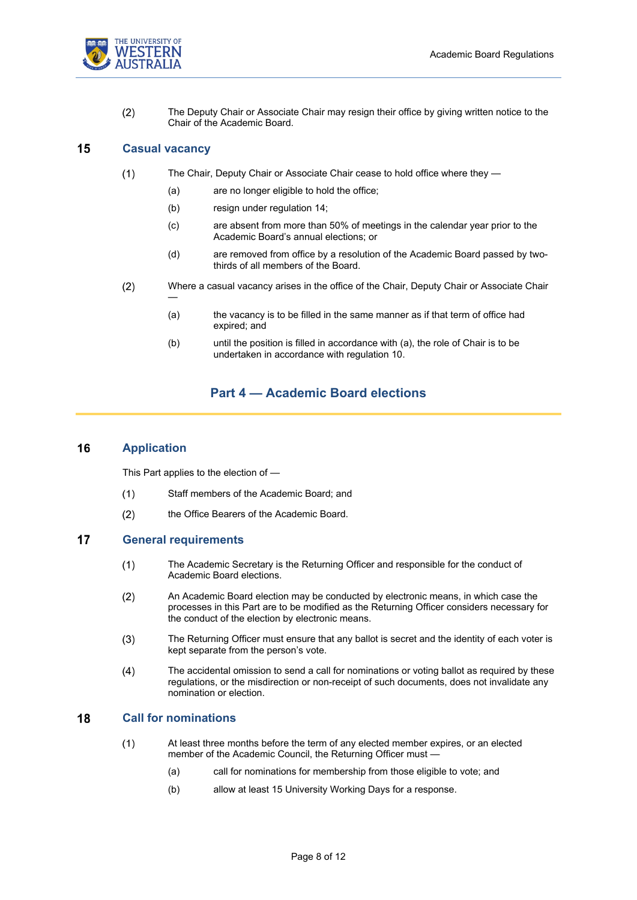(2) The Deputy Chair or Associate Chair may resign their office by giving written notice to the Chair of the Academic Board.

## 15 Casual vacancy

(1) The Chair, Deputy Chair or Associate Chair cease to hold office where they —

(a) are no longer eligible to hold the office;

(b) resign under regulation 14;

(c) are absent from more than 50% of meetings in the calendar year prior to the Academic Board's annual elections; or

(d) are removed from office by a resolution of the Academic Board passed by two-thirds of all members of the Board.

(2) Where a casual vacancy arises in the office of the Chair, Deputy Chair or Associate Chair —

(a) the vacancy is to be filled in the same manner as if that term of office had expired; and

(b) until the position is filled in accordance with (a), the role of Chair is to be undertaken in accordance with regulation 10.

# Part 4 — Academic Board elections

## 16 Application

This Part applies to the election of —

(1) Staff members of the Academic Board; and

(2) the Office Bearers of the Academic Board.

## 17 General requirements

(1) The Academic Secretary is the Returning Officer and responsible for the conduct of Academic Board elections.

(2) An Academic Board election may be conducted by electronic means, in which case the processes in this Part are to be modified as the Returning Officer considers necessary for the conduct of the election by electronic means.

(3) The Returning Officer must ensure that any ballot is secret and the identity of each voter is kept separate from the person's vote.

(4) The accidental omission to send a call for nominations or voting ballot as required by these regulations, or the misdirection or non-receipt of such documents, does not invalidate any nomination or election.

## 18 Call for nominations

(1) At least three months before the term of any elected member expires, or an elected member of the Academic Council, the Returning Officer must —

(a) call for nominations for membership from those eligible to vote; and

(b) allow at least 15 University Working Days for a response.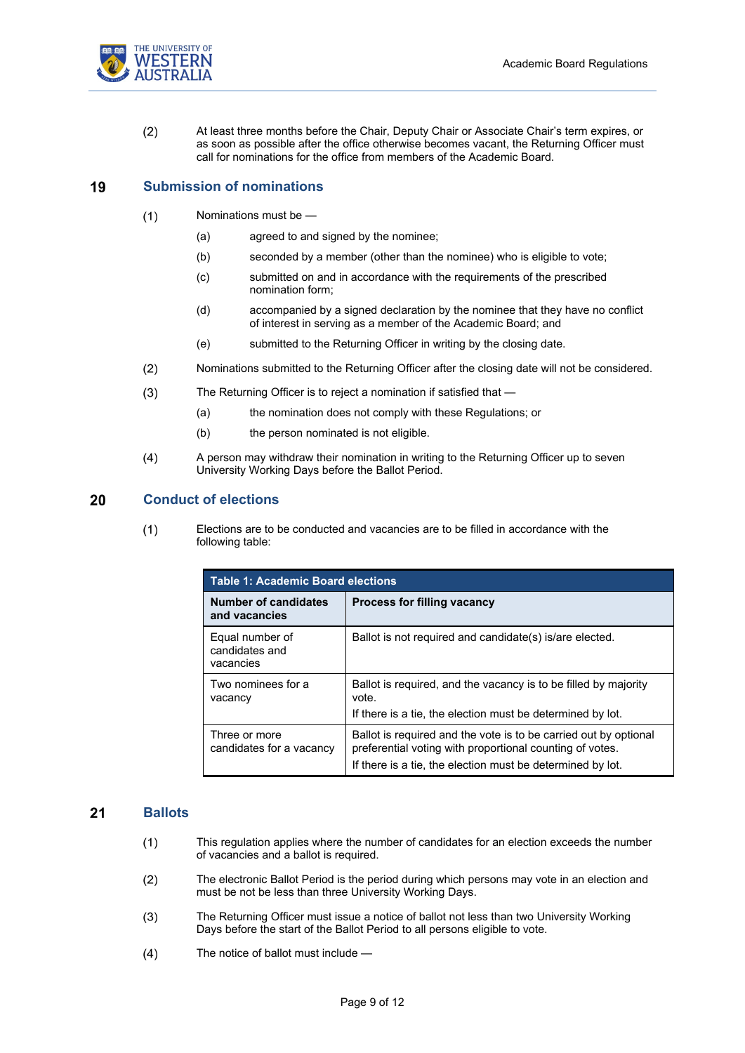(2) At least three months before the Chair, Deputy Chair or Associate Chair's term expires, or as soon as possible after the office otherwise becomes vacant, the Returning Officer must call for nominations for the office from members of the Academic Board.

## 19 Submission of nominations

(1) Nominations must be —

(a) agreed to and signed by the nominee;

(b) seconded by a member (other than the nominee) who is eligible to vote;

(c) submitted on and in accordance with the requirements of the prescribed nomination form;

(d) accompanied by a signed declaration by the nominee that they have no conflict of interest in serving as a member of the Academic Board; and

(e) submitted to the Returning Officer in writing by the closing date.

(2) Nominations submitted to the Returning Officer after the closing date will not be considered.

(3) The Returning Officer is to reject a nomination if satisfied that —

(a) the nomination does not comply with these Regulations; or

(b) the person nominated is not eligible.

(4) A person may withdraw their nomination in writing to the Returning Officer up to seven University Working Days before the Ballot Period.

## 20 Conduct of elections

(1) Elections are to be conducted and vacancies are to be filled in accordance with the following table:

**Table 1: Academic Board elections**

| Number of candidates and vacancies | Process for filling vacancy |
|---|---|
| Equal number of candidates and vacancies | Ballot is not required and candidate(s) is/are elected. |
| Two nominees for a vacancy | Ballot is required, and the vacancy is to be filled by majority vote.<br>If there is a tie, the election must be determined by lot. |
| Three or more candidates for a vacancy | Ballot is required and the vote is to be carried out by optional preferential voting with proportional counting of votes.<br>If there is a tie, the election must be determined by lot. |

## 21 Ballots

(1) This regulation applies where the number of candidates for an election exceeds the number of vacancies and a ballot is required.

(2) The electronic Ballot Period is the period during which persons may vote in an election and must be not be less than three University Working Days.

(3) The Returning Officer must issue a notice of ballot not less than two University Working Days before the start of the Ballot Period to all persons eligible to vote.

(4) The notice of ballot must include —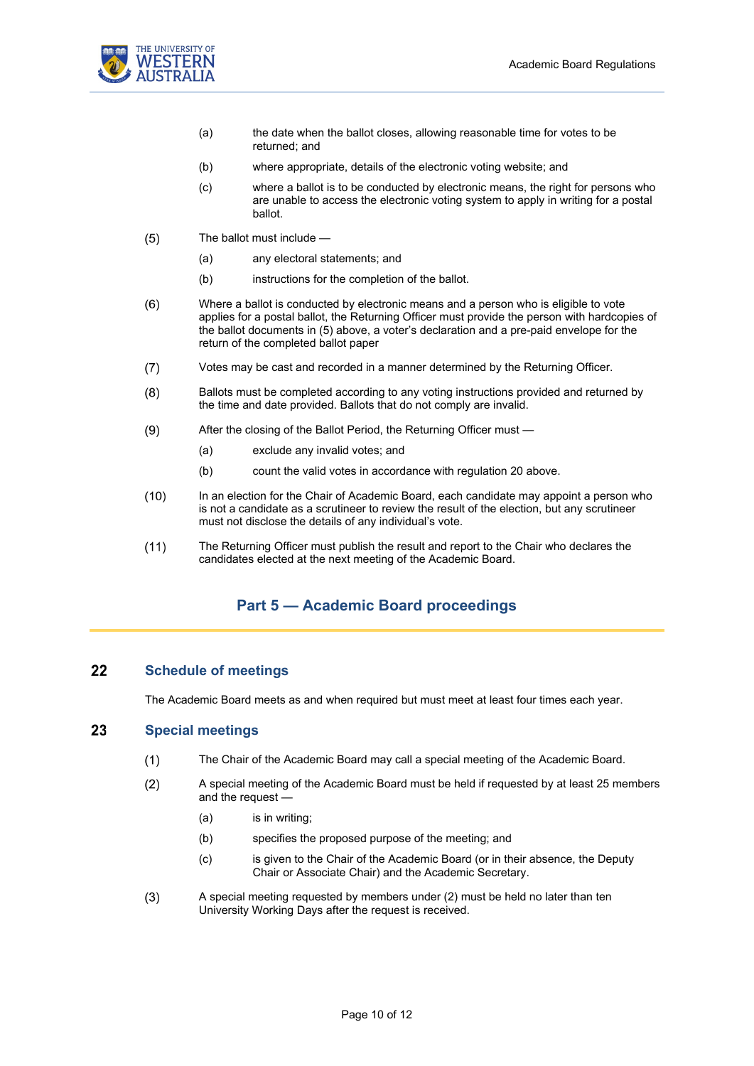(a) the date when the ballot closes, allowing reasonable time for votes to be returned; and

(b) where appropriate, details of the electronic voting website; and

(c) where a ballot is to be conducted by electronic means, the right for persons who are unable to access the electronic voting system to apply in writing for a postal ballot.

(5) The ballot must include —

(a) any electoral statements; and

(b) instructions for the completion of the ballot.

(6) Where a ballot is conducted by electronic means and a person who is eligible to vote applies for a postal ballot, the Returning Officer must provide the person with hardcopies of the ballot documents in (5) above, a voter's declaration and a pre-paid envelope for the return of the completed ballot paper

(7) Votes may be cast and recorded in a manner determined by the Returning Officer.

(8) Ballots must be completed according to any voting instructions provided and returned by the time and date provided. Ballots that do not comply are invalid.

(9) After the closing of the Ballot Period, the Returning Officer must —

(a) exclude any invalid votes; and

(b) count the valid votes in accordance with regulation 20 above.

(10) In an election for the Chair of Academic Board, each candidate may appoint a person who is not a candidate as a scrutineer to review the result of the election, but any scrutineer must not disclose the details of any individual's vote.

(11) The Returning Officer must publish the result and report to the Chair who declares the candidates elected at the next meeting of the Academic Board.

## Part 5 — Academic Board proceedings

### 22 Schedule of meetings

The Academic Board meets as and when required but must meet at least four times each year.

### 23 Special meetings

(1) The Chair of the Academic Board may call a special meeting of the Academic Board.

(2) A special meeting of the Academic Board must be held if requested by at least 25 members and the request —

(a) is in writing;

(b) specifies the proposed purpose of the meeting; and

(c) is given to the Chair of the Academic Board (or in their absence, the Deputy Chair or Associate Chair) and the Academic Secretary.

(3) A special meeting requested by members under (2) must be held no later than ten University Working Days after the request is received.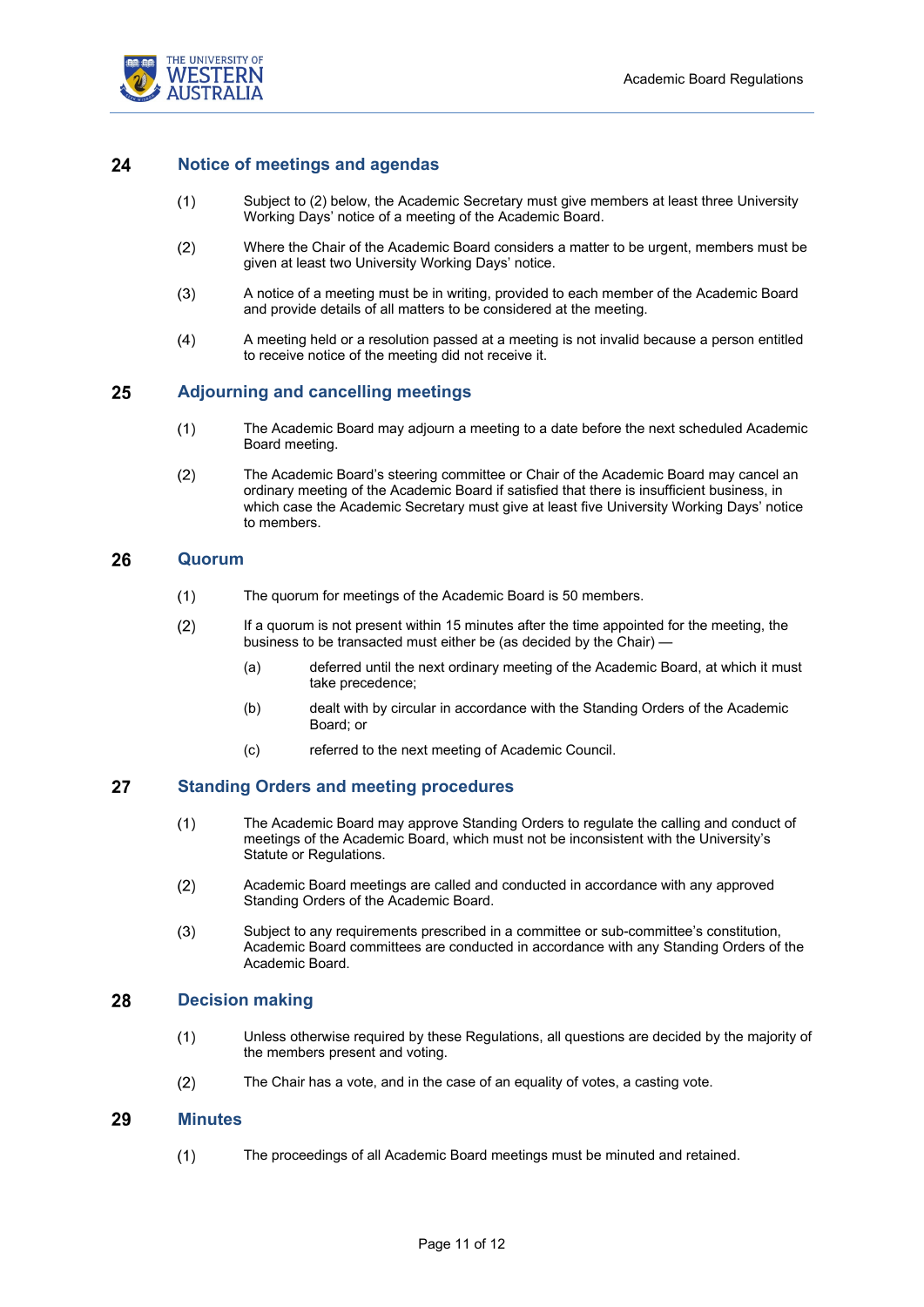## 24 Notice of meetings and agendas

(1) Subject to (2) below, the Academic Secretary must give members at least three University Working Days' notice of a meeting of the Academic Board.

(2) Where the Chair of the Academic Board considers a matter to be urgent, members must be given at least two University Working Days' notice.

(3) A notice of a meeting must be in writing, provided to each member of the Academic Board and provide details of all matters to be considered at the meeting.

(4) A meeting held or a resolution passed at a meeting is not invalid because a person entitled to receive notice of the meeting did not receive it.

## 25 Adjourning and cancelling meetings

(1) The Academic Board may adjourn a meeting to a date before the next scheduled Academic Board meeting.

(2) The Academic Board's steering committee or Chair of the Academic Board may cancel an ordinary meeting of the Academic Board if satisfied that there is insufficient business, in which case the Academic Secretary must give at least five University Working Days' notice to members.

## 26 Quorum

(1) The quorum for meetings of the Academic Board is 50 members.

(2) If a quorum is not present within 15 minutes after the time appointed for the meeting, the business to be transacted must either be (as decided by the Chair) —

(a) deferred until the next ordinary meeting of the Academic Board, at which it must take precedence;

(b) dealt with by circular in accordance with the Standing Orders of the Academic Board; or

(c) referred to the next meeting of Academic Council.

## 27 Standing Orders and meeting procedures

(1) The Academic Board may approve Standing Orders to regulate the calling and conduct of meetings of the Academic Board, which must not be inconsistent with the University's Statute or Regulations.

(2) Academic Board meetings are called and conducted in accordance with any approved Standing Orders of the Academic Board.

(3) Subject to any requirements prescribed in a committee or sub-committee's constitution, Academic Board committees are conducted in accordance with any Standing Orders of the Academic Board.

## 28 Decision making

(1) Unless otherwise required by these Regulations, all questions are decided by the majority of the members present and voting.

(2) The Chair has a vote, and in the case of an equality of votes, a casting vote.

## 29 Minutes

(1) The proceedings of all Academic Board meetings must be minuted and retained.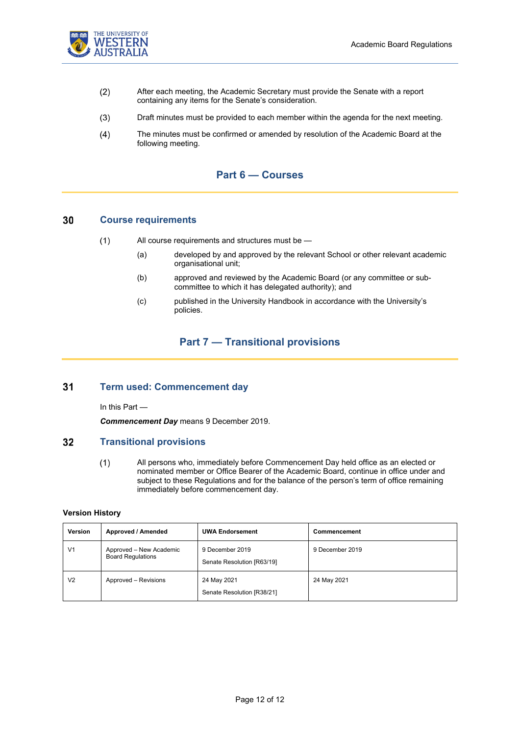(2) After each meeting, the Academic Secretary must provide the Senate with a report containing any items for the Senate's consideration.

(3) Draft minutes must be provided to each member within the agenda for the next meeting.

(4) The minutes must be confirmed or amended by resolution of the Academic Board at the following meeting.

## Part 6 — Courses

### 30 Course requirements

(1) All course requirements and structures must be —

(a) developed by and approved by the relevant School or other relevant academic organisational unit;

(b) approved and reviewed by the Academic Board (or any committee or sub-committee to which it has delegated authority); and

(c) published in the University Handbook in accordance with the University's policies.

## Part 7 — Transitional provisions

### 31 Term used: Commencement day

In this Part —

***Commencement Day*** means 9 December 2019.

### 32 Transitional provisions

(1) All persons who, immediately before Commencement Day held office as an elected or nominated member or Office Bearer of the Academic Board, continue in office under and subject to these Regulations and for the balance of the person's term of office remaining immediately before commencement day.

**Version History**

| Version | Approved / Amended | UWA Endorsement | Commencement |
|---|---|---|---|
| V1 | Approved – New Academic Board Regulations | 9 December 2019<br>Senate Resolution [R63/19] | 9 December 2019 |
| V2 | Approved – Revisions | 24 May 2021<br>Senate Resolution [R38/21] | 24 May 2021 |